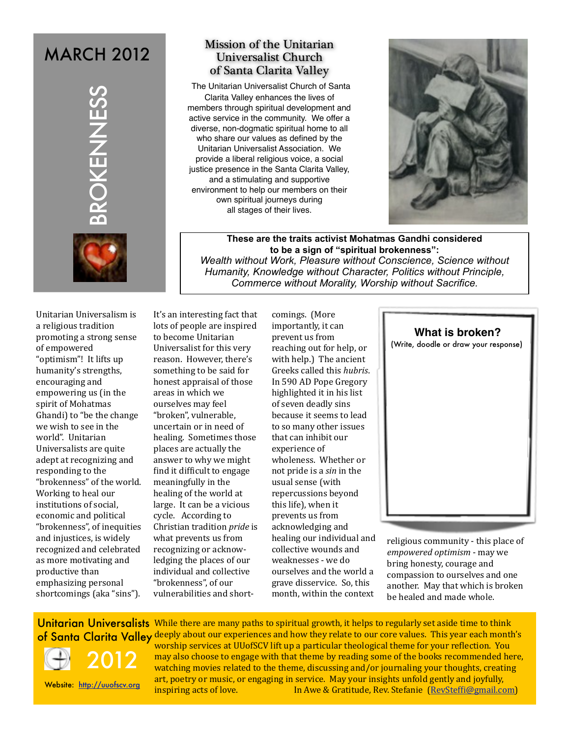# MARCH 2012

## BROKENNESS

### Mission of the Unitarian Universalist Church of Santa Clarita Valley

The Unitarian Universalist Church of Santa Clarita Valley enhances the lives of members through spiritual development and active service in the community. We offer a diverse, non-dogmatic spiritual home to all who share our values as defined by the Unitarian Universalist Association. We provide a liberal religious voice, a social justice presence in the Santa Clarita Valley, and a stimulating and supportive environment to help our members on their own spiritual journeys during all stages of their lives.

**These are the traits activist Mohatmas Gandhi considered to be a sign of "spiritual brokenness":**
*Wealth without Work, Pleasure without Conscience, Science without Humanity, Knowledge without Character, Politics without Principle, Commerce without Morality, Worship without Sacrifice.*

Unitarian Universalism is a religious tradition promoting a strong sense of empowered "optimism"! It lifts up humanity's strengths, encouraging and empowering us (in the spirit of Mohatmas Ghandi) to "be the change we wish to see in the world". Unitarian Universalists are quite adept at recognizing and responding to the "brokenness" of the world. Working to heal our institutions of social, economic and political "brokenness", of inequities and injustices, is widely recognized and celebrated as more motivating and productive than emphasizing personal shortcomings (aka "sins"). It's an interesting fact that lots of people are inspired to become Unitarian Universalist for this very reason. However, there's something to be said for honest appraisal of those areas in which we ourselves may feel "broken", vulnerable, uncertain or in need of healing. Sometimes those places are actually the answer to why we might find it difficult to engage meaningfully in the healing of the world at large. It can be a vicious cycle. According to Christian tradition *pride* is what prevents us from recognizing or acknowledging the places of our individual and collective "brokenness", of our vulnerabilities and shortcomings. (More importantly, it can prevent us from reaching out for help, or with help.) The ancient Greeks called this *hubris*. In 590 AD Pope Gregory highlighted it in his list of seven deadly sins because it seems to lead to so many other issues that can inhibit our experience of wholeness. Whether or not pride is a *sin* in the usual sense (with repercussions beyond this life), when it prevents us from acknowledging and healing our individual and collective wounds and weaknesses - we do ourselves and the world a grave disservice. So, this month, within the context of religious community - this place of *empowered optimism* - may we bring honesty, courage and compassion to ourselves and one another. May that which is broken be healed and made whole.

**What is broken?**
(Write, doodle or draw your response)

**Unitarian Universalists of Santa Clarita Valley 2012**

Website: http://uuofscv.org

While there are many paths to spiritual growth, it helps to regularly set aside time to think deeply about our experiences and how they relate to our core values. This year each month's worship services at UUofSCV lift up a particular theological theme for your reflection. You may also choose to engage with that theme by reading some of the books recommended here, watching movies related to the theme, discussing and/or journaling your thoughts, creating art, poetry or music, or engaging in service. May your insights unfold gently and joyfully, inspiring acts of love. In Awe & Gratitude, Rev. Stefanie (RevSteffi@gmail.com)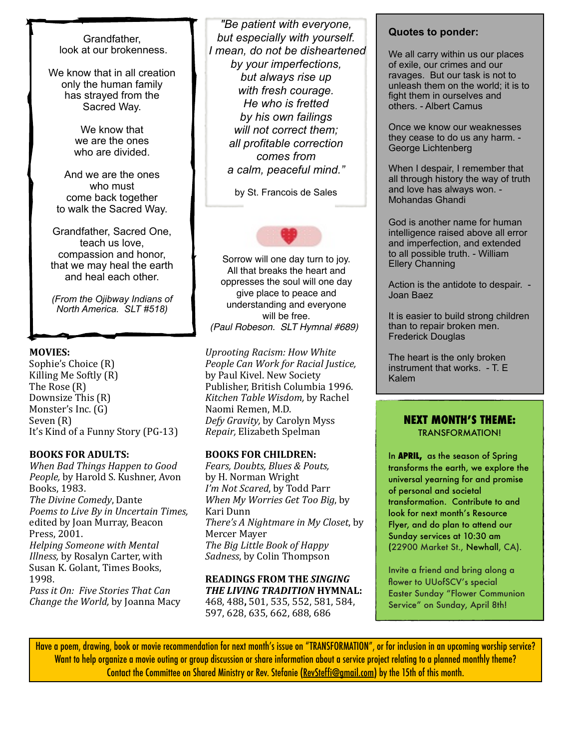Grandfather,
look at our brokenness.

We know that in all creation
only the human family
has strayed from the
Sacred Way.

We know that
we are the ones
who are divided.

And we are the ones
who must
come back together
to walk the Sacred Way.

Grandfather, Sacred One,
teach us love,
compassion and honor,
that we may heal the earth
and heal each other.

*(From the Ojibway Indians of North America. SLT #518)*

*"Be patient with everyone,
but especially with yourself.
I mean, do not be disheartened
by your imperfections,
but always rise up
with fresh courage.
He who is fretted
by his own failings
will not correct them;
all profitable correction
comes from
a calm, peaceful mind."*

by St. Francois de Sales

Sorrow will one day turn to joy.
All that breaks the heart and
oppresses the soul will one day
give place to peace and
understanding and everyone
will be free.
*(Paul Robeson. SLT Hymnal #689)*

**Quotes to ponder:**

We all carry within us our places of exile, our crimes and our ravages. But our task is not to unleash them on the world; it is to fight them in ourselves and others. - Albert Camus

Once we know our weaknesses they cease to do us any harm. - George Lichtenberg

When I despair, I remember that all through history the way of truth and love has always won. - Mohandas Ghandi

God is another name for human intelligence raised above all error and imperfection, and extended to all possible truth. - William Ellery Channing

Action is the antidote to despair. - Joan Baez

It is easier to build strong children than to repair broken men. Frederick Douglas

The heart is the only broken instrument that works. - T. E Kalem

**MOVIES:**
Sophie's Choice (R)
Killing Me Softly (R)
The Rose (R)
Downsize This (R)
Monster's Inc. (G)
Seven (R)
It's Kind of a Funny Story (PG-13)

*Uprooting Racism: How White People Can Work for Racial Justice,* by Paul Kivel. New Society Publisher, British Columbia 1996.
*Kitchen Table Wisdom,* by Rachel Naomi Remen, M.D.
*Defy Gravity,* by Carolyn Myss
*Repair,* Elizabeth Spelman

**BOOKS FOR ADULTS:**
*When Bad Things Happen to Good People,* by Harold S. Kushner, Avon Books, 1983.
*The Divine Comedy*, Dante
*Poems to Live By in Uncertain Times,* edited by Joan Murray, Beacon Press, 2001.
*Helping Someone with Mental Illness,* by Rosalyn Carter, with Susan K. Golant, Times Books, 1998.
*Pass it On: Five Stories That Can Change the World,* by Joanna Macy

**BOOKS FOR CHILDREN:**
*Fears, Doubts, Blues & Pouts,* by H. Norman Wright
*I'm Not Scared*, by Todd Parr
*When My Worries Get Too Big*, by Kari Dunn
*There's A Nightmare in My Closet*, by Mercer Mayer
*The Big Little Book of Happy Sadness*, by Colin Thompson

**READINGS FROM THE *SINGING THE LIVING TRADITION* HYMNAL:**
468, 488, 501, 535, 552, 581, 584, 597, 628, 635, 662, 688, 686

## NEXT MONTH'S THEME:
TRANSFORMATION!

In **APRIL,** as the season of Spring transforms the earth, we explore the universal yearning for and promise of personal and societal transformation. Contribute to and look for next month's Resource Flyer, and do plan to attend our Sunday services at 10:30 am (22900 Market St., Newhall, CA).

Invite a friend and bring along a flower to UUofSCV's special Easter Sunday "Flower Communion Service" on Sunday, April 8th!

Have a poem, drawing, book or movie recommendation for next month's issue on "TRANSFORMATION", or for inclusion in an upcoming worship service? Want to help organize a movie outing or group discussion or share information about a service project relating to a planned monthly theme? Contact the Committee on Shared Ministry or Rev. Stefanie (RevSteffi@gmail.com) by the 15th of this month.